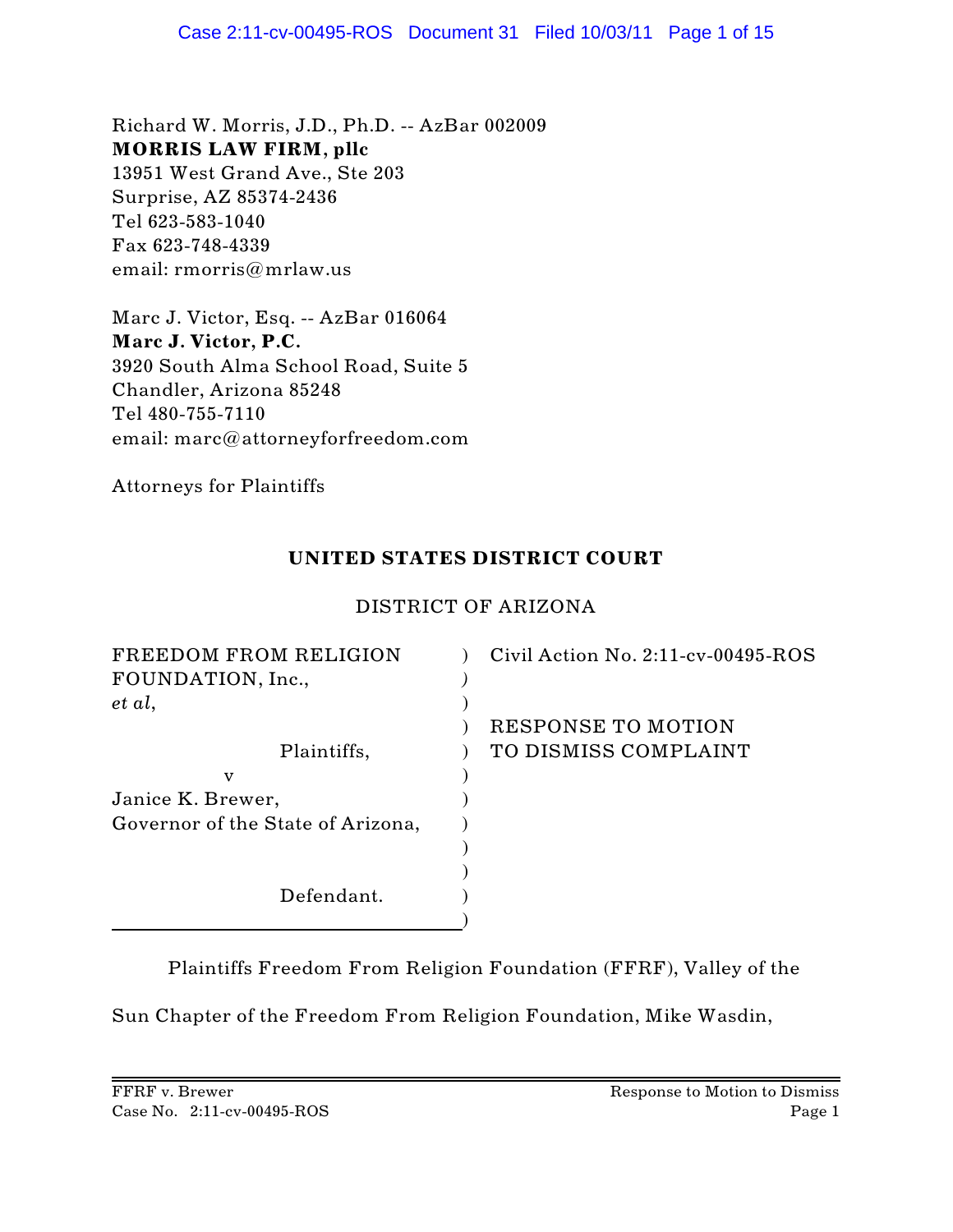Richard W. Morris, J.D., Ph.D. -- AzBar 002009
**MORRIS LAW FIRM, pllc**
13951 West Grand Ave., Ste 203
Surprise, AZ 85374-2436
Tel 623-583-1040
Fax 623-748-4339
email: rmorris@mrlaw.us

Marc J. Victor, Esq. -- AzBar 016064
**Marc J. Victor, P.C.**
3920 South Alma School Road, Suite 5
Chandler, Arizona 85248
Tel 480-755-7110
email: marc@attorneyforfreedom.com

Attorneys for Plaintiffs

**UNITED STATES DISTRICT COURT**

DISTRICT OF ARIZONA

| | |
|---|---|
| FREEDOM FROM RELIGION FOUNDATION, Inc., *et al*, | Civil Action No. 2:11-cv-00495-ROS |
| Plaintiffs, | RESPONSE TO MOTION TO DISMISS COMPLAINT |
| v | |
| Janice K. Brewer, Governor of the State of Arizona, | |
| Defendant. | |

Plaintiffs Freedom From Religion Foundation (FFRF), Valley of the Sun Chapter of the Freedom From Religion Foundation, Mike Wasdin,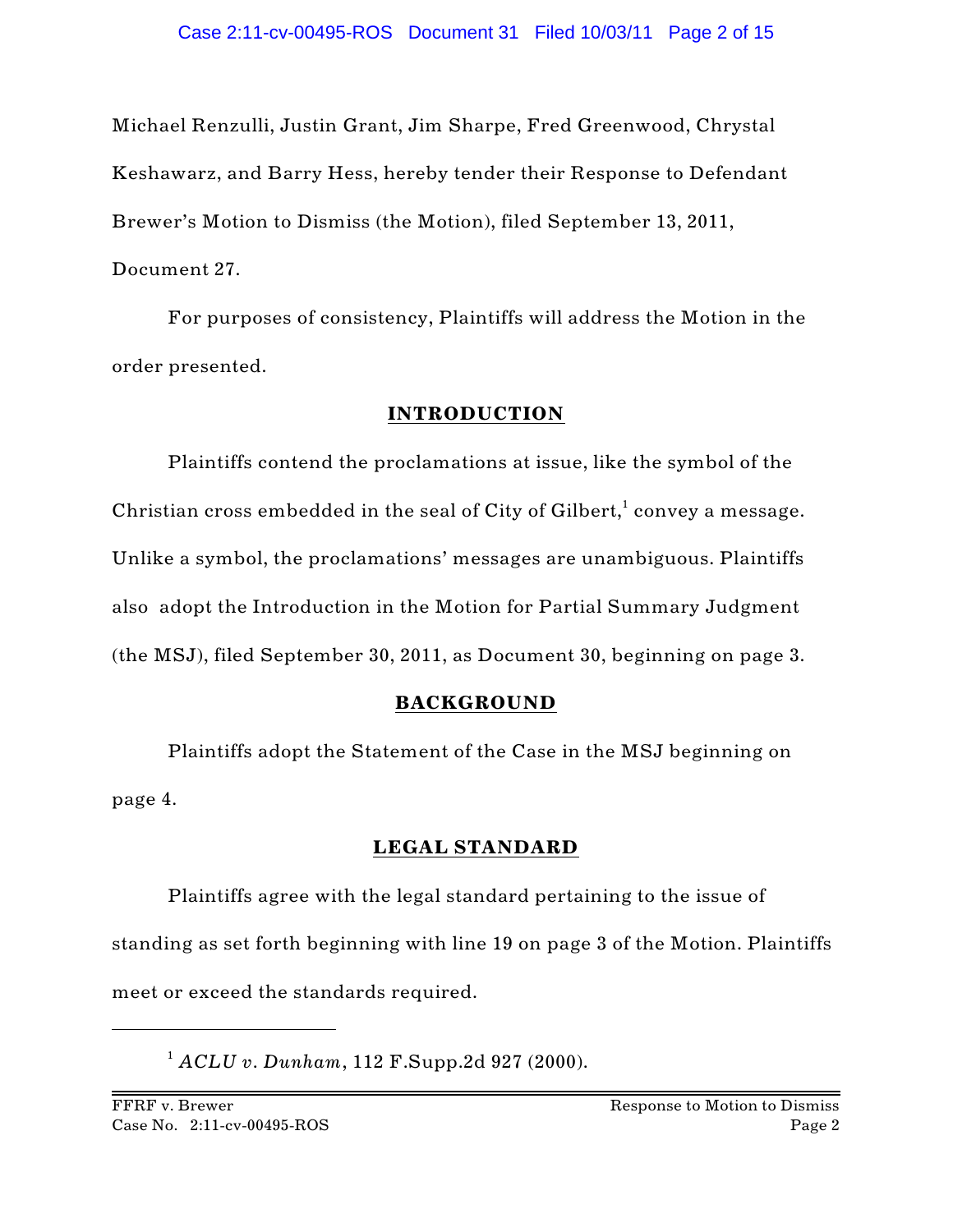Michael Renzulli, Justin Grant, Jim Sharpe, Fred Greenwood, Chrystal Keshawarz, and Barry Hess, hereby tender their Response to Defendant Brewer's Motion to Dismiss (the Motion), filed September 13, 2011, Document 27.

For purposes of consistency, Plaintiffs will address the Motion in the order presented.

## INTRODUCTION

Plaintiffs contend the proclamations at issue, like the symbol of the Christian cross embedded in the seal of City of Gilbert,[1] convey a message. Unlike a symbol, the proclamations' messages are unambiguous. Plaintiffs also adopt the Introduction in the Motion for Partial Summary Judgment (the MSJ), filed September 30, 2011, as Document 30, beginning on page 3.

## BACKGROUND

Plaintiffs adopt the Statement of the Case in the MSJ beginning on page 4.

## LEGAL STANDARD

Plaintiffs agree with the legal standard pertaining to the issue of standing as set forth beginning with line 19 on page 3 of the Motion. Plaintiffs meet or exceed the standards required.

---

[1] *ACLU v. Dunham*, 112 F.Supp.2d 927 (2000).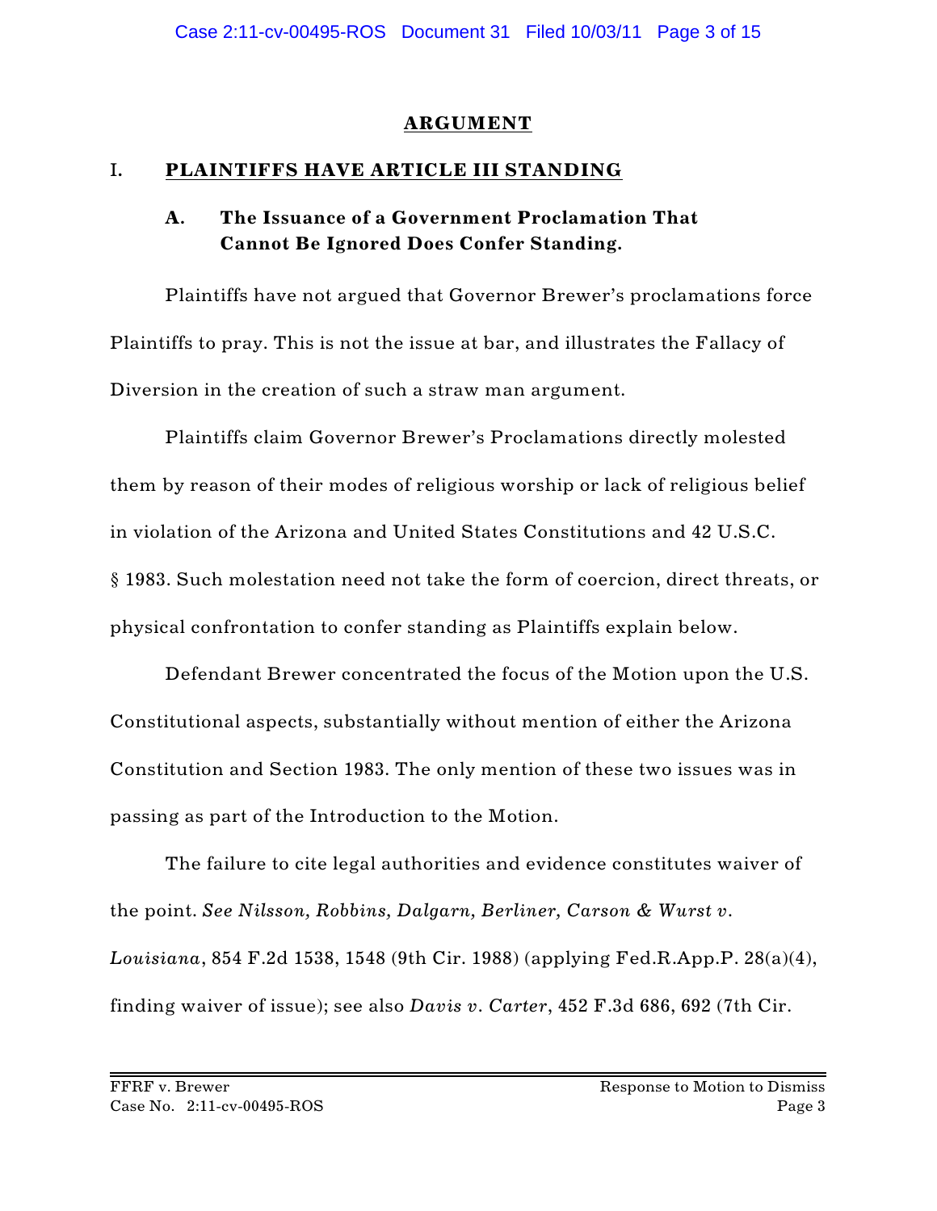## ARGUMENT

### I. PLAINTIFFS HAVE ARTICLE III STANDING

#### A. The Issuance of a Government Proclamation That Cannot Be Ignored Does Confer Standing.

Plaintiffs have not argued that Governor Brewer's proclamations force Plaintiffs to pray. This is not the issue at bar, and illustrates the Fallacy of Diversion in the creation of such a straw man argument.

Plaintiffs claim Governor Brewer's Proclamations directly molested them by reason of their modes of religious worship or lack of religious belief in violation of the Arizona and United States Constitutions and 42 U.S.C. § 1983. Such molestation need not take the form of coercion, direct threats, or physical confrontation to confer standing as Plaintiffs explain below.

Defendant Brewer concentrated the focus of the Motion upon the U.S. Constitutional aspects, substantially without mention of either the Arizona Constitution and Section 1983. The only mention of these two issues was in passing as part of the Introduction to the Motion.

The failure to cite legal authorities and evidence constitutes waiver of the point. *See Nilsson, Robbins, Dalgarn, Berliner, Carson & Wurst v. Louisiana*, 854 F.2d 1538, 1548 (9th Cir. 1988) (applying Fed.R.App.P. 28(a)(4), finding waiver of issue); see also *Davis v. Carter*, 452 F.3d 686, 692 (7th Cir.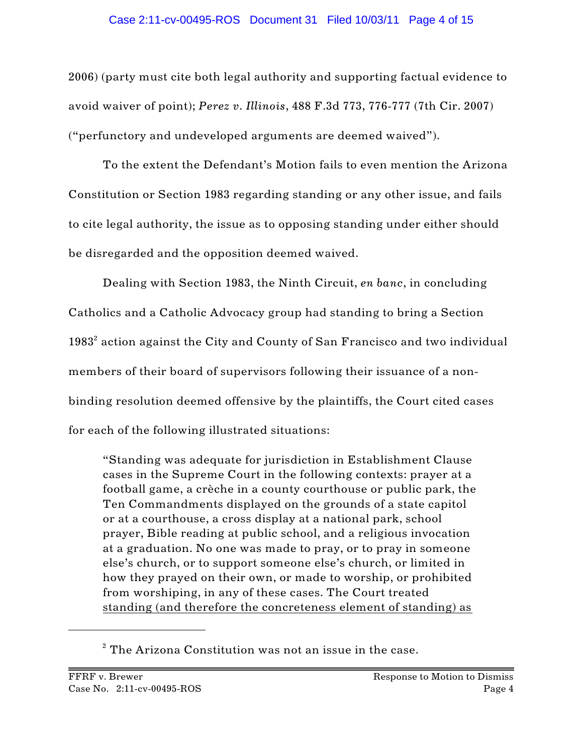2006) (party must cite both legal authority and supporting factual evidence to avoid waiver of point); *Perez v. Illinois*, 488 F.3d 773, 776-777 (7th Cir. 2007) ("perfunctory and undeveloped arguments are deemed waived").

To the extent the Defendant's Motion fails to even mention the Arizona Constitution or Section 1983 regarding standing or any other issue, and fails to cite legal authority, the issue as to opposing standing under either should be disregarded and the opposition deemed waived.

Dealing with Section 1983, the Ninth Circuit, *en banc*, in concluding Catholics and a Catholic Advocacy group had standing to bring a Section 1983[2] action against the City and County of San Francisco and two individual members of their board of supervisors following their issuance of a non-binding resolution deemed offensive by the plaintiffs, the Court cited cases for each of the following illustrated situations:

> "Standing was adequate for jurisdiction in Establishment Clause cases in the Supreme Court in the following contexts: prayer at a football game, a crèche in a county courthouse or public park, the Ten Commandments displayed on the grounds of a state capitol or at a courthouse, a cross display at a national park, school prayer, Bible reading at public school, and a religious invocation at a graduation. No one was made to pray, or to pray in someone else's church, or to support someone else's church, or limited in how they prayed on their own, or made to worship, or prohibited from worshiping, in any of these cases. The Court treated <u>standing (and therefore the concreteness element of standing) as</u>

[2] The Arizona Constitution was not an issue in the case.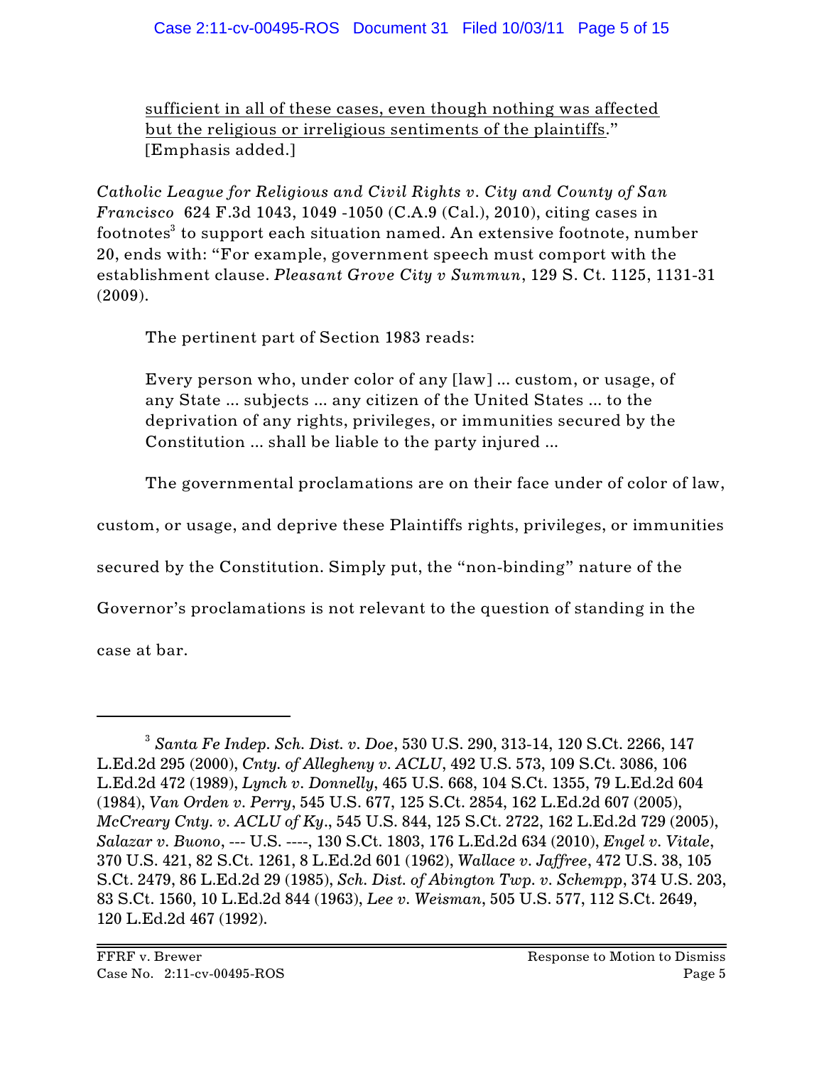> sufficient in all of these cases, even though nothing was affected but the religious or irreligious sentiments of the plaintiffs." [Emphasis added.]

*Catholic League for Religious and Civil Rights v. City and County of San Francisco* 624 F.3d 1043, 1049 -1050 (C.A.9 (Cal.), 2010), citing cases in footnotes[3] to support each situation named. An extensive footnote, number 20, ends with: "For example, government speech must comport with the establishment clause. *Pleasant Grove City v Summun*, 129 S. Ct. 1125, 1131-31 (2009).

The pertinent part of Section 1983 reads:

> Every person who, under color of any [law] ... custom, or usage, of any State ... subjects ... any citizen of the United States ... to the deprivation of any rights, privileges, or immunities secured by the Constitution ... shall be liable to the party injured ...

The governmental proclamations are on their face under of color of law, custom, or usage, and deprive these Plaintiffs rights, privileges, or immunities secured by the Constitution. Simply put, the "non-binding" nature of the Governor's proclamations is not relevant to the question of standing in the case at bar.

---

[3] *Santa Fe Indep. Sch. Dist. v. Doe*, 530 U.S. 290, 313-14, 120 S.Ct. 2266, 147 L.Ed.2d 295 (2000), *Cnty. of Allegheny v. ACLU*, 492 U.S. 573, 109 S.Ct. 3086, 106 L.Ed.2d 472 (1989), *Lynch v. Donnelly*, 465 U.S. 668, 104 S.Ct. 1355, 79 L.Ed.2d 604 (1984), *Van Orden v. Perry*, 545 U.S. 677, 125 S.Ct. 2854, 162 L.Ed.2d 607 (2005), *McCreary Cnty. v. ACLU of Ky.*, 545 U.S. 844, 125 S.Ct. 2722, 162 L.Ed.2d 729 (2005), *Salazar v. Buono*, --- U.S. ----, 130 S.Ct. 1803, 176 L.Ed.2d 634 (2010), *Engel v. Vitale*, 370 U.S. 421, 82 S.Ct. 1261, 8 L.Ed.2d 601 (1962), *Wallace v. Jaffree*, 472 U.S. 38, 105 S.Ct. 2479, 86 L.Ed.2d 29 (1985), *Sch. Dist. of Abington Twp. v. Schempp*, 374 U.S. 203, 83 S.Ct. 1560, 10 L.Ed.2d 844 (1963), *Lee v. Weisman*, 505 U.S. 577, 112 S.Ct. 2649, 120 L.Ed.2d 467 (1992).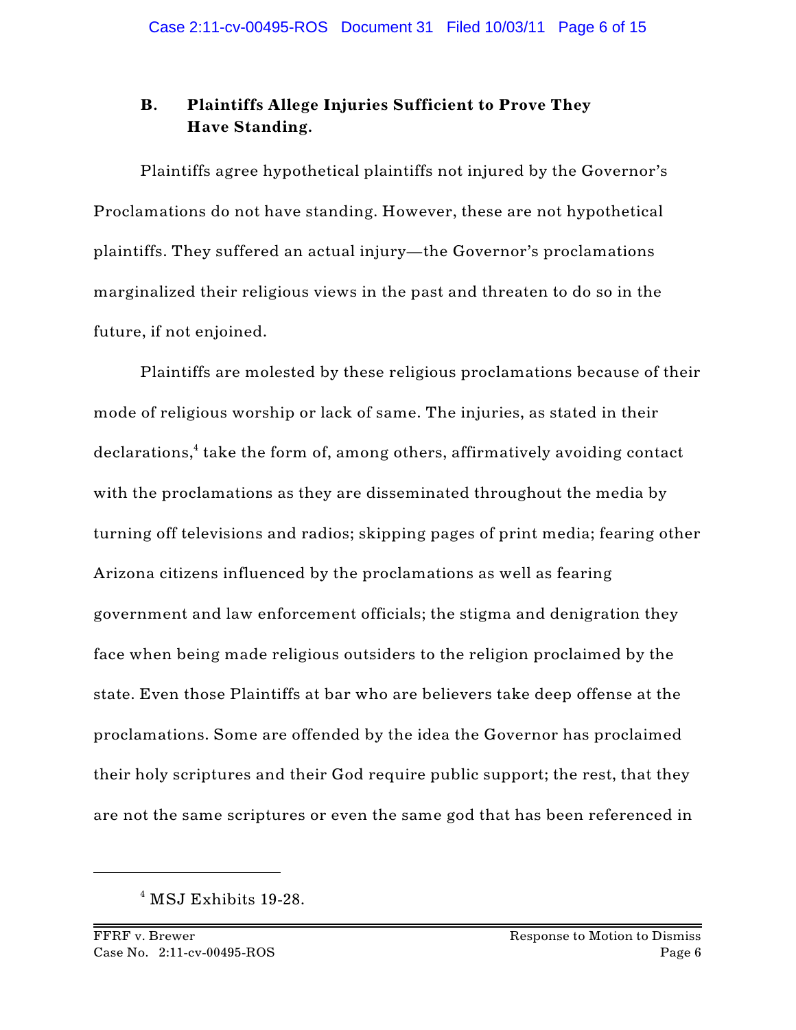### B. Plaintiffs Allege Injuries Sufficient to Prove They Have Standing.

Plaintiffs agree hypothetical plaintiffs not injured by the Governor's Proclamations do not have standing. However, these are not hypothetical plaintiffs. They suffered an actual injury—the Governor's proclamations marginalized their religious views in the past and threaten to do so in the future, if not enjoined.

Plaintiffs are molested by these religious proclamations because of their mode of religious worship or lack of same. The injuries, as stated in their declarations,[4] take the form of, among others, affirmatively avoiding contact with the proclamations as they are disseminated throughout the media by turning off televisions and radios; skipping pages of print media; fearing other Arizona citizens influenced by the proclamations as well as fearing government and law enforcement officials; the stigma and denigration they face when being made religious outsiders to the religion proclaimed by the state. Even those Plaintiffs at bar who are believers take deep offense at the proclamations. Some are offended by the idea the Governor has proclaimed their holy scriptures and their God require public support; the rest, that they are not the same scriptures or even the same god that has been referenced in

---

[4] MSJ Exhibits 19-28.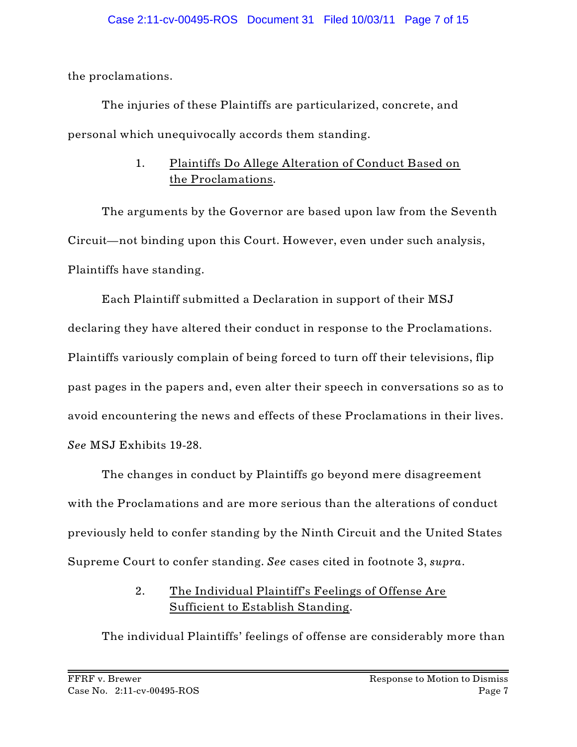the proclamations.

The injuries of these Plaintiffs are particularized, concrete, and personal which unequivocally accords them standing.

1. <u>Plaintiffs Do Allege Alteration of Conduct Based on the Proclamations</u>.

The arguments by the Governor are based upon law from the Seventh Circuit—not binding upon this Court. However, even under such analysis, Plaintiffs have standing.

Each Plaintiff submitted a Declaration in support of their MSJ declaring they have altered their conduct in response to the Proclamations. Plaintiffs variously complain of being forced to turn off their televisions, flip past pages in the papers and, even alter their speech in conversations so as to avoid encountering the news and effects of these Proclamations in their lives. *See* MSJ Exhibits 19-28.

The changes in conduct by Plaintiffs go beyond mere disagreement with the Proclamations and are more serious than the alterations of conduct previously held to confer standing by the Ninth Circuit and the United States Supreme Court to confer standing. *See* cases cited in footnote 3, *supra*.

2. <u>The Individual Plaintiff's Feelings of Offense Are Sufficient to Establish Standing</u>.

The individual Plaintiffs' feelings of offense are considerably more than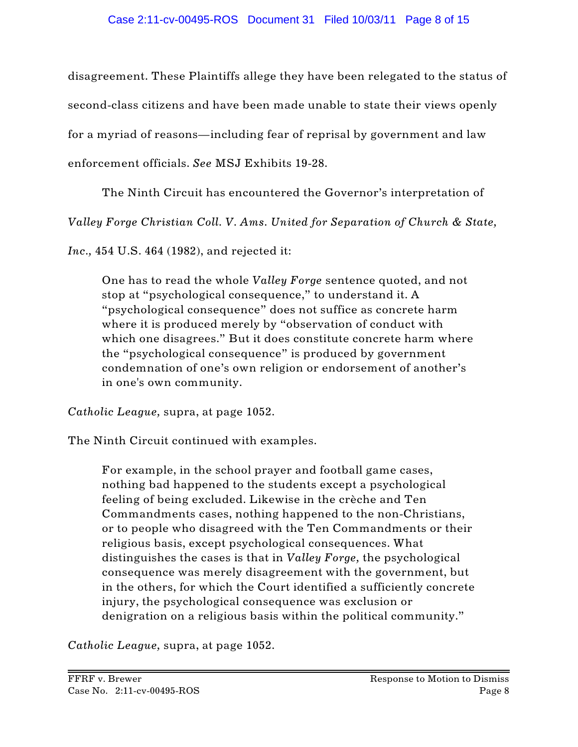disagreement. These Plaintiffs allege they have been relegated to the status of second-class citizens and have been made unable to state their views openly for a myriad of reasons—including fear of reprisal by government and law enforcement officials. *See* MSJ Exhibits 19-28.

The Ninth Circuit has encountered the Governor's interpretation of *Valley Forge Christian Coll. V. Ams. United for Separation of Church & State, Inc.,* 454 U.S. 464 (1982), and rejected it:

> One has to read the whole *Valley Forge* sentence quoted, and not stop at "psychological consequence," to understand it. A "psychological consequence" does not suffice as concrete harm where it is produced merely by "observation of conduct with which one disagrees." But it does constitute concrete harm where the "psychological consequence" is produced by government condemnation of one's own religion or endorsement of another's in one's own community.

*Catholic League,* supra, at page 1052.

The Ninth Circuit continued with examples.

> For example, in the school prayer and football game cases, nothing bad happened to the students except a psychological feeling of being excluded. Likewise in the crèche and Ten Commandments cases, nothing happened to the non-Christians, or to people who disagreed with the Ten Commandments or their religious basis, except psychological consequences. What distinguishes the cases is that in *Valley Forge,* the psychological consequence was merely disagreement with the government, but in the others, for which the Court identified a sufficiently concrete injury, the psychological consequence was exclusion or denigration on a religious basis within the political community."

*Catholic League,* supra, at page 1052.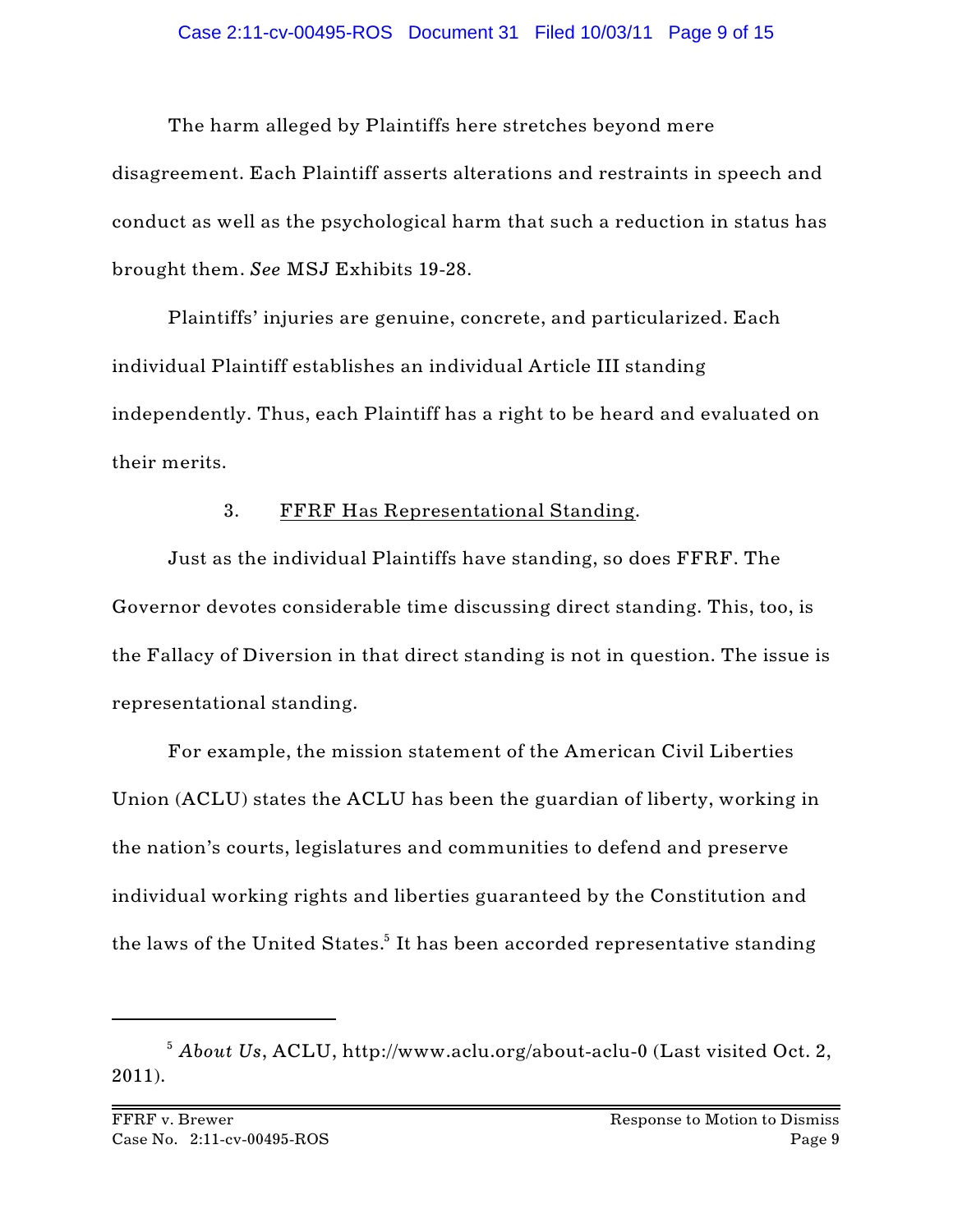The harm alleged by Plaintiffs here stretches beyond mere disagreement. Each Plaintiff asserts alterations and restraints in speech and conduct as well as the psychological harm that such a reduction in status has brought them. *See* MSJ Exhibits 19-28.

Plaintiffs' injuries are genuine, concrete, and particularized. Each individual Plaintiff establishes an individual Article III standing independently. Thus, each Plaintiff has a right to be heard and evaluated on their merits.

### 3. FFRF Has Representational Standing.

Just as the individual Plaintiffs have standing, so does FFRF. The Governor devotes considerable time discussing direct standing. This, too, is the Fallacy of Diversion in that direct standing is not in question. The issue is representational standing.

For example, the mission statement of the American Civil Liberties Union (ACLU) states the ACLU has been the guardian of liberty, working in the nation's courts, legislatures and communities to defend and preserve individual working rights and liberties guaranteed by the Constitution and the laws of the United States.[5] It has been accorded representative standing

---

[5] *About Us*, ACLU, http://www.aclu.org/about-aclu-0 (Last visited Oct. 2, 2011).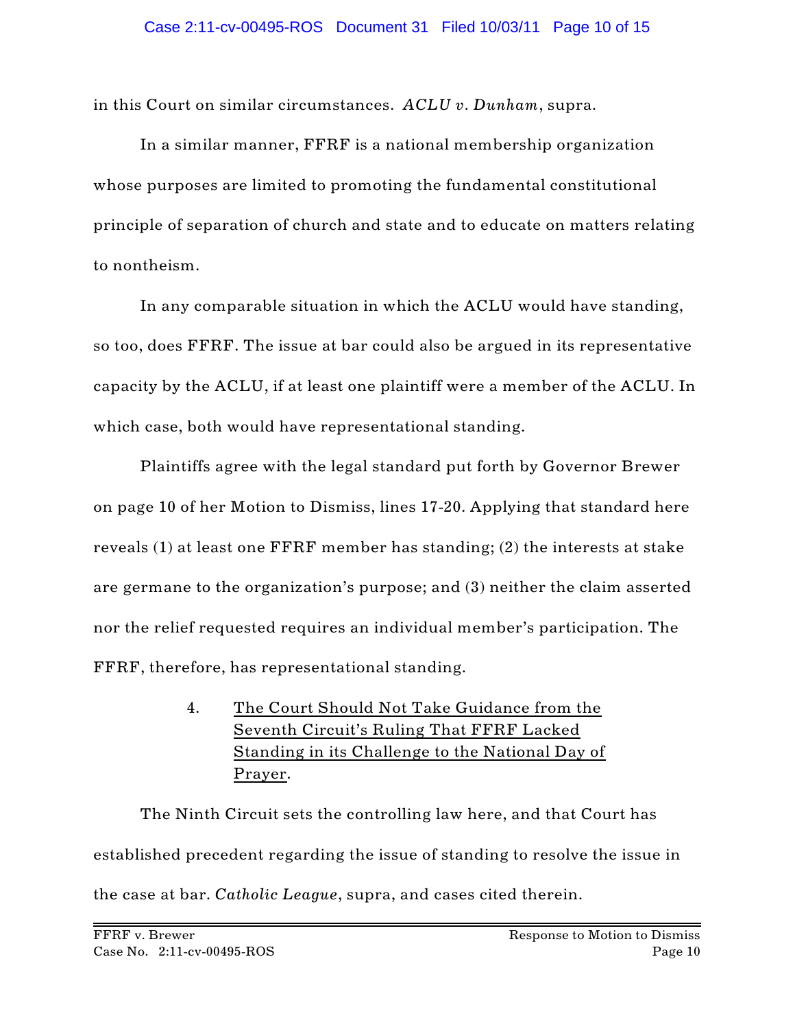in this Court on similar circumstances. *ACLU v. Dunham*, supra.

In a similar manner, FFRF is a national membership organization whose purposes are limited to promoting the fundamental constitutional principle of separation of church and state and to educate on matters relating to nontheism.

In any comparable situation in which the ACLU would have standing, so too, does FFRF. The issue at bar could also be argued in its representative capacity by the ACLU, if at least one plaintiff were a member of the ACLU. In which case, both would have representational standing.

Plaintiffs agree with the legal standard put forth by Governor Brewer on page 10 of her Motion to Dismiss, lines 17-20. Applying that standard here reveals (1) at least one FFRF member has standing; (2) the interests at stake are germane to the organization's purpose; and (3) neither the claim asserted nor the relief requested requires an individual member's participation. The FFRF, therefore, has representational standing.

4. <u>The Court Should Not Take Guidance from the Seventh Circuit's Ruling That FFRF Lacked Standing in its Challenge to the National Day of Prayer</u>.

The Ninth Circuit sets the controlling law here, and that Court has established precedent regarding the issue of standing to resolve the issue in the case at bar. *Catholic League*, supra, and cases cited therein.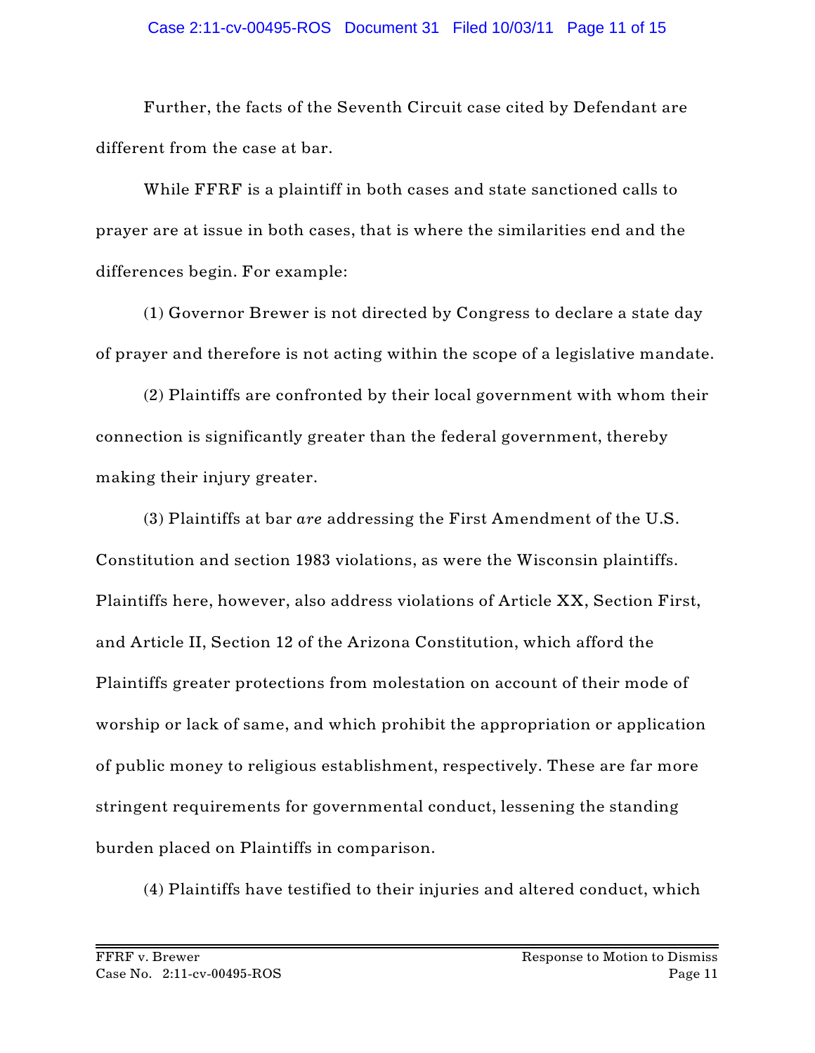Further, the facts of the Seventh Circuit case cited by Defendant are different from the case at bar.

While FFRF is a plaintiff in both cases and state sanctioned calls to prayer are at issue in both cases, that is where the similarities end and the differences begin. For example:

(1) Governor Brewer is not directed by Congress to declare a state day of prayer and therefore is not acting within the scope of a legislative mandate.

(2) Plaintiffs are confronted by their local government with whom their connection is significantly greater than the federal government, thereby making their injury greater.

(3) Plaintiffs at bar *are* addressing the First Amendment of the U.S. Constitution and section 1983 violations, as were the Wisconsin plaintiffs. Plaintiffs here, however, also address violations of Article XX, Section First, and Article II, Section 12 of the Arizona Constitution, which afford the Plaintiffs greater protections from molestation on account of their mode of worship or lack of same, and which prohibit the appropriation or application of public money to religious establishment, respectively. These are far more stringent requirements for governmental conduct, lessening the standing burden placed on Plaintiffs in comparison.

(4) Plaintiffs have testified to their injuries and altered conduct, which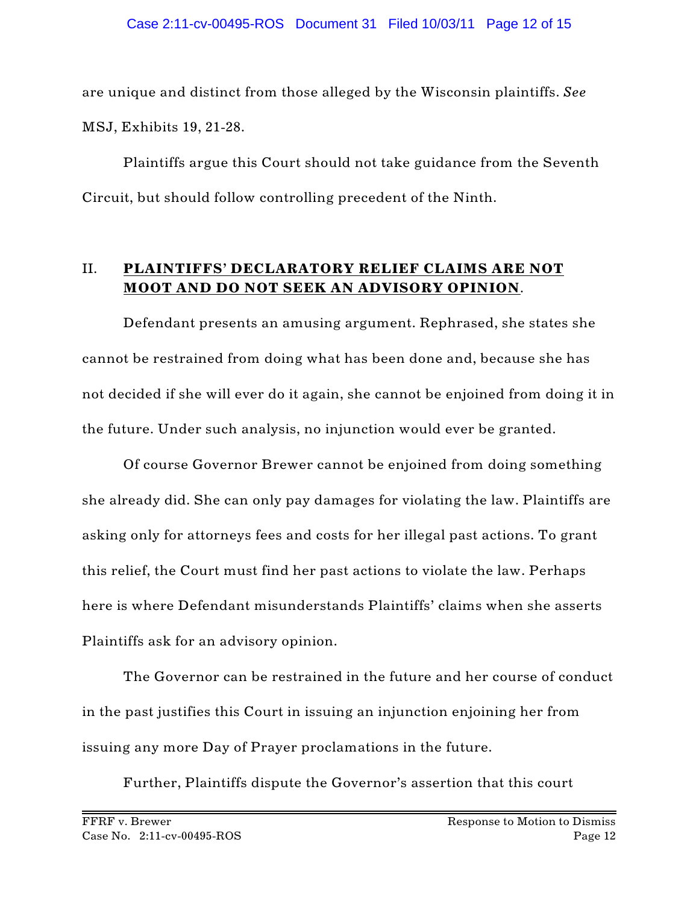are unique and distinct from those alleged by the Wisconsin plaintiffs. *See* MSJ, Exhibits 19, 21-28.

Plaintiffs argue this Court should not take guidance from the Seventh Circuit, but should follow controlling precedent of the Ninth.

## II. **PLAINTIFFS' DECLARATORY RELIEF CLAIMS ARE NOT MOOT AND DO NOT SEEK AN ADVISORY OPINION**.

Defendant presents an amusing argument. Rephrased, she states she cannot be restrained from doing what has been done and, because she has not decided if she will ever do it again, she cannot be enjoined from doing it in the future. Under such analysis, no injunction would ever be granted.

Of course Governor Brewer cannot be enjoined from doing something she already did. She can only pay damages for violating the law. Plaintiffs are asking only for attorneys fees and costs for her illegal past actions. To grant this relief, the Court must find her past actions to violate the law. Perhaps here is where Defendant misunderstands Plaintiffs' claims when she asserts Plaintiffs ask for an advisory opinion.

The Governor can be restrained in the future and her course of conduct in the past justifies this Court in issuing an injunction enjoining her from issuing any more Day of Prayer proclamations in the future.

Further, Plaintiffs dispute the Governor's assertion that this court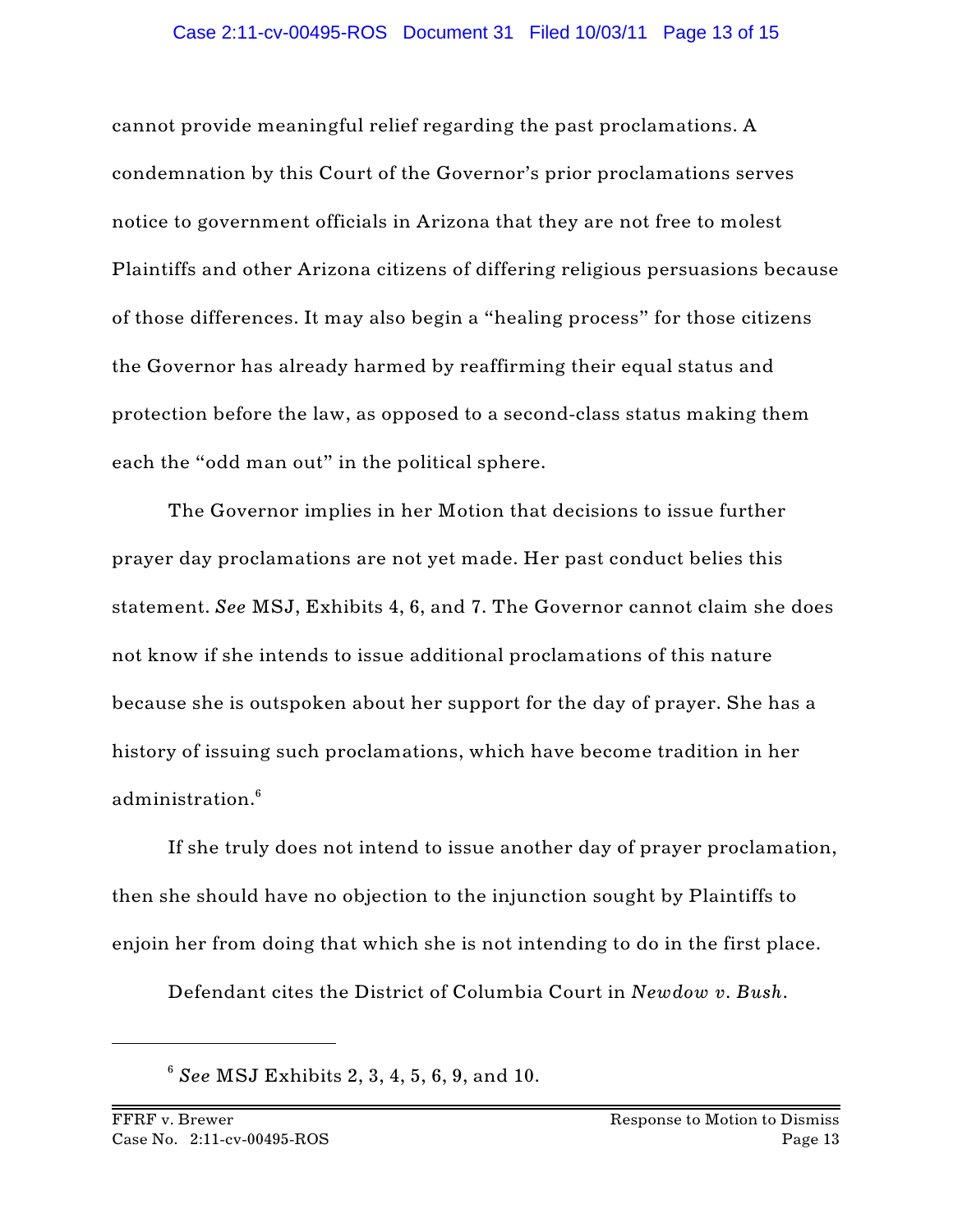cannot provide meaningful relief regarding the past proclamations. A condemnation by this Court of the Governor's prior proclamations serves notice to government officials in Arizona that they are not free to molest Plaintiffs and other Arizona citizens of differing religious persuasions because of those differences. It may also begin a "healing process" for those citizens the Governor has already harmed by reaffirming their equal status and protection before the law, as opposed to a second-class status making them each the "odd man out" in the political sphere.

The Governor implies in her Motion that decisions to issue further prayer day proclamations are not yet made. Her past conduct belies this statement. *See* MSJ, Exhibits 4, 6, and 7. The Governor cannot claim she does not know if she intends to issue additional proclamations of this nature because she is outspoken about her support for the day of prayer. She has a history of issuing such proclamations, which have become tradition in her administration.[6]

If she truly does not intend to issue another day of prayer proclamation, then she should have no objection to the injunction sought by Plaintiffs to enjoin her from doing that which she is not intending to do in the first place.

Defendant cites the District of Columbia Court in *Newdow v. Bush*.

---

[6] *See* MSJ Exhibits 2, 3, 4, 5, 6, 9, and 10.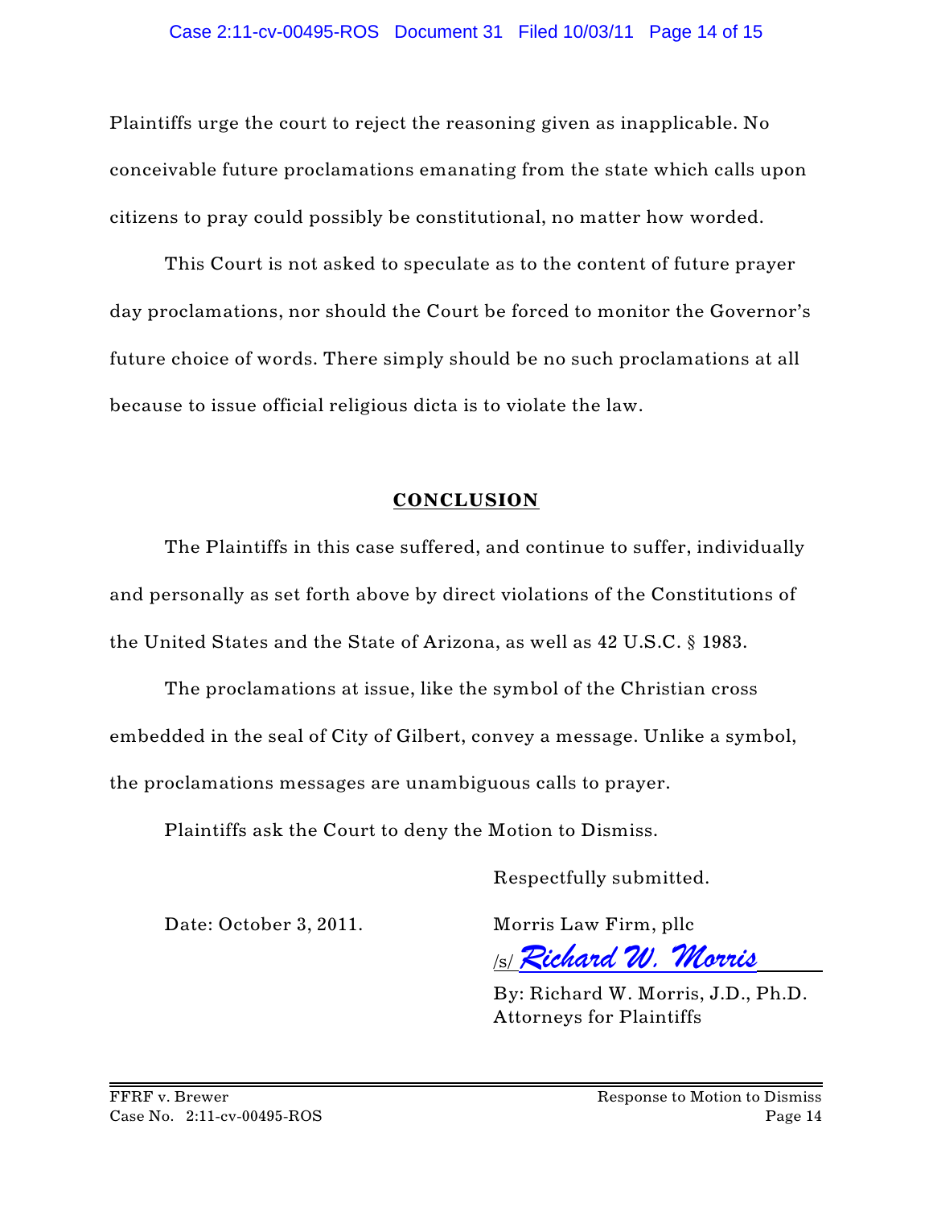Plaintiffs urge the court to reject the reasoning given as inapplicable. No conceivable future proclamations emanating from the state which calls upon citizens to pray could possibly be constitutional, no matter how worded.

This Court is not asked to speculate as to the content of future prayer day proclamations, nor should the Court be forced to monitor the Governor's future choice of words. There simply should be no such proclamations at all because to issue official religious dicta is to violate the law.

## CONCLUSION

The Plaintiffs in this case suffered, and continue to suffer, individually and personally as set forth above by direct violations of the Constitutions of the United States and the State of Arizona, as well as 42 U.S.C. § 1983.

The proclamations at issue, like the symbol of the Christian cross embedded in the seal of City of Gilbert, convey a message. Unlike a symbol, the proclamations messages are unambiguous calls to prayer.

Plaintiffs ask the Court to deny the Motion to Dismiss.

Respectfully submitted.

Date: October 3, 2011.

Morris Law Firm, pllc

/s/ *Richard W. Morris*

By: Richard W. Morris, J.D., Ph.D.
Attorneys for Plaintiffs

FFRF v. Brewer
Case No. 2:11-cv-00495-ROS

Response to Motion to Dismiss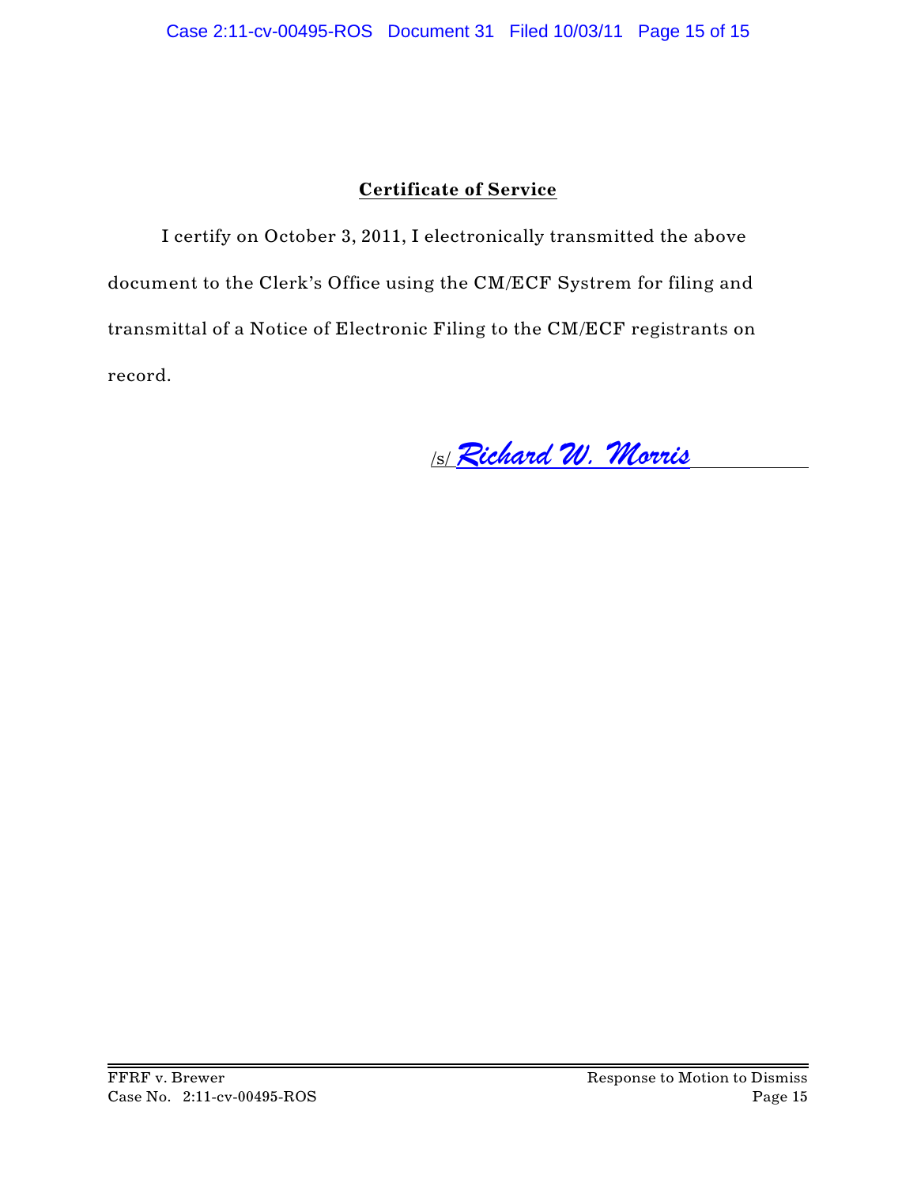**Certificate of Service**

I certify on October 3, 2011, I electronically transmitted the above document to the Clerk's Office using the CM/ECF Systrem for filing and transmittal of a Notice of Electronic Filing to the CM/ECF registrants on record.

/s/ *Richard W. Morris*